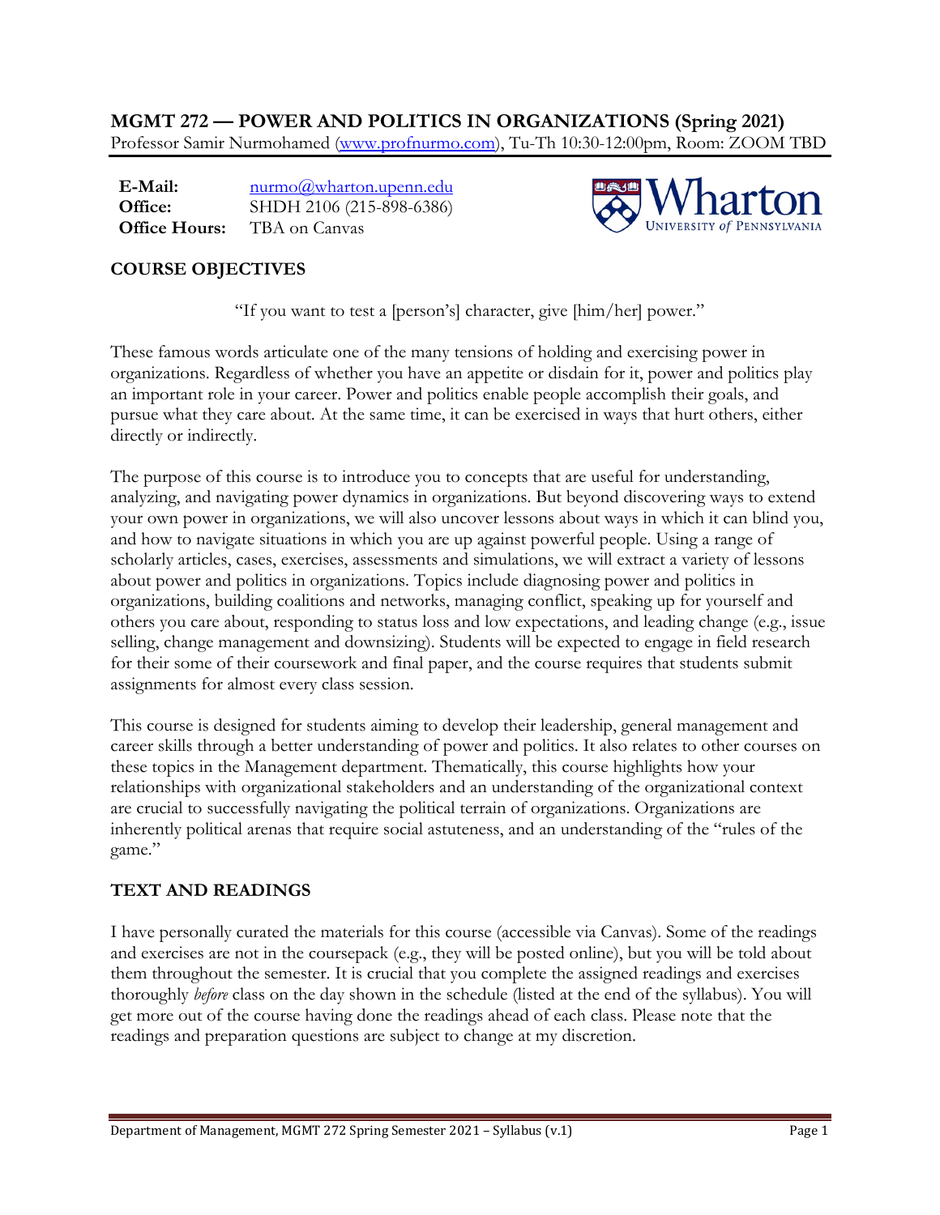# MGMT 272 — POWER AND POLITICS IN ORGANIZATIONS (Spring 2021)

Professor Samir Nurmohamed (www.profnurmo.com), Tu-Th 10:30-12:00pm, Room: ZOOM TBD

**E-Mail:** nurmo@wharton.upenn.edu
**Office:** SHDH 2106 (215-898-6386)
**Office Hours:** TBA on Canvas

## COURSE OBJECTIVES

"If you want to test a [person's] character, give [him/her] power."

These famous words articulate one of the many tensions of holding and exercising power in organizations. Regardless of whether you have an appetite or disdain for it, power and politics play an important role in your career. Power and politics enable people accomplish their goals, and pursue what they care about. At the same time, it can be exercised in ways that hurt others, either directly or indirectly.

The purpose of this course is to introduce you to concepts that are useful for understanding, analyzing, and navigating power dynamics in organizations. But beyond discovering ways to extend your own power in organizations, we will also uncover lessons about ways in which it can blind you, and how to navigate situations in which you are up against powerful people. Using a range of scholarly articles, cases, exercises, assessments and simulations, we will extract a variety of lessons about power and politics in organizations. Topics include diagnosing power and politics in organizations, building coalitions and networks, managing conflict, speaking up for yourself and others you care about, responding to status loss and low expectations, and leading change (e.g., issue selling, change management and downsizing). Students will be expected to engage in field research for their some of their coursework and final paper, and the course requires that students submit assignments for almost every class session.

This course is designed for students aiming to develop their leadership, general management and career skills through a better understanding of power and politics. It also relates to other courses on these topics in the Management department. Thematically, this course highlights how your relationships with organizational stakeholders and an understanding of the organizational context are crucial to successfully navigating the political terrain of organizations. Organizations are inherently political arenas that require social astuteness, and an understanding of the "rules of the game."

## TEXT AND READINGS

I have personally curated the materials for this course (accessible via Canvas). Some of the readings and exercises are not in the coursepack (e.g., they will be posted online), but you will be told about them throughout the semester. It is crucial that you complete the assigned readings and exercises thoroughly *before* class on the day shown in the schedule (listed at the end of the syllabus). You will get more out of the course having done the readings ahead of each class. Please note that the readings and preparation questions are subject to change at my discretion.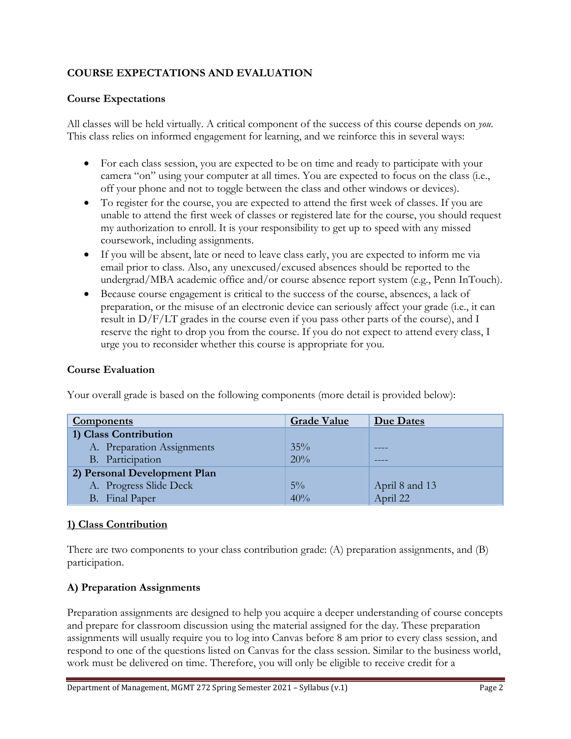## COURSE EXPECTATIONS AND EVALUATION

### Course Expectations

All classes will be held virtually. A critical component of the success of this course depends on *you*. This class relies on informed engagement for learning, and we reinforce this in several ways:

- For each class session, you are expected to be on time and ready to participate with your camera "on" using your computer at all times. You are expected to focus on the class (i.e., off your phone and not to toggle between the class and other windows or devices).
- To register for the course, you are expected to attend the first week of classes. If you are unable to attend the first week of classes or registered late for the course, you should request my authorization to enroll. It is your responsibility to get up to speed with any missed coursework, including assignments.
- If you will be absent, late or need to leave class early, you are expected to inform me via email prior to class. Also, any unexcused/excused absences should be reported to the undergrad/MBA academic office and/or course absence report system (e.g., Penn InTouch).
- Because course engagement is critical to the success of the course, absences, a lack of preparation, or the misuse of an electronic device can seriously affect your grade (i.e., it can result in D/F/LT grades in the course even if you pass other parts of the course), and I reserve the right to drop you from the course. If you do not expect to attend every class, I urge you to reconsider whether this course is appropriate for you.

### Course Evaluation

Your overall grade is based on the following components (more detail is provided below):

| Components | Grade Value | Due Dates |
|---|---|---|
| **1) Class Contribution** | | |
| A. Preparation Assignments | 35% | ---- |
| B. Participation | 20% | ---- |
| **2) Personal Development Plan** | | |
| A. Progress Slide Deck | 5% | April 8 and 13 |
| B. Final Paper | 40% | April 22 |

### 1) Class Contribution

There are two components to your class contribution grade: (A) preparation assignments, and (B) participation.

### A) Preparation Assignments

Preparation assignments are designed to help you acquire a deeper understanding of course concepts and prepare for classroom discussion using the material assigned for the day. These preparation assignments will usually require you to log into Canvas before 8 am prior to every class session, and respond to one of the questions listed on Canvas for the class session. Similar to the business world, work must be delivered on time. Therefore, you will only be eligible to receive credit for a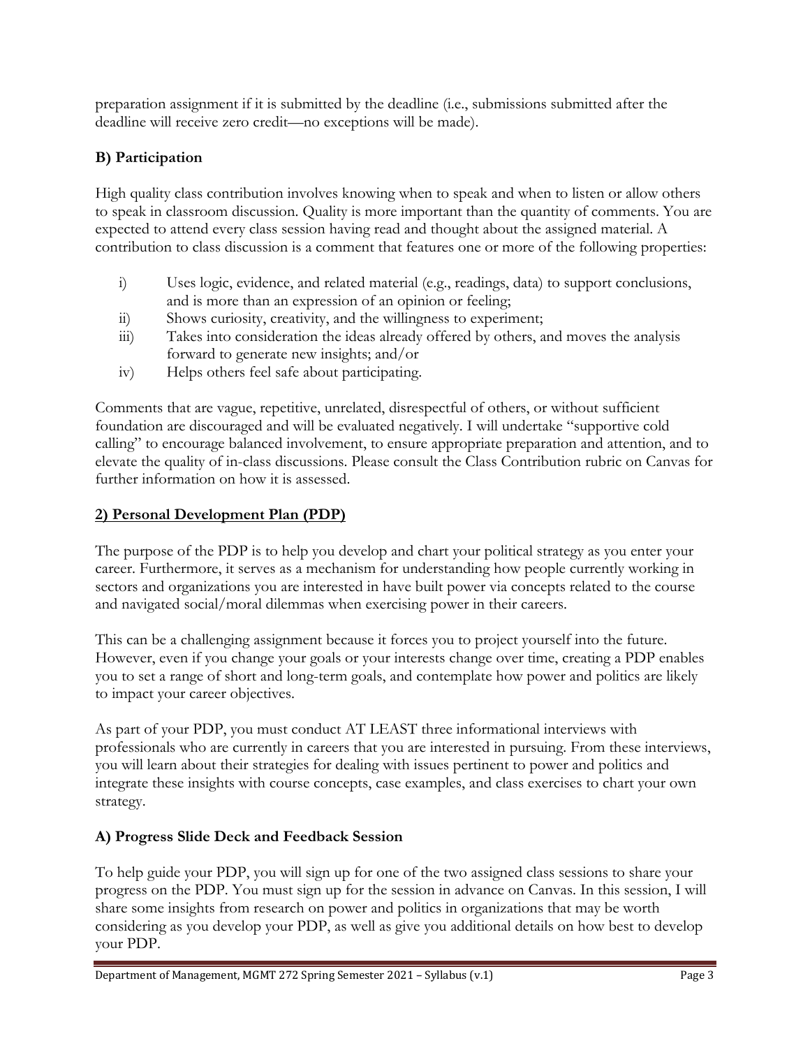preparation assignment if it is submitted by the deadline (i.e., submissions submitted after the deadline will receive zero credit—no exceptions will be made).

### B) Participation

High quality class contribution involves knowing when to speak and when to listen or allow others to speak in classroom discussion. Quality is more important than the quantity of comments. You are expected to attend every class session having read and thought about the assigned material. A contribution to class discussion is a comment that features one or more of the following properties:

i) Uses logic, evidence, and related material (e.g., readings, data) to support conclusions, and is more than an expression of an opinion or feeling;
ii) Shows curiosity, creativity, and the willingness to experiment;
iii) Takes into consideration the ideas already offered by others, and moves the analysis forward to generate new insights; and/or
iv) Helps others feel safe about participating.

Comments that are vague, repetitive, unrelated, disrespectful of others, or without sufficient foundation are discouraged and will be evaluated negatively. I will undertake "supportive cold calling" to encourage balanced involvement, to ensure appropriate preparation and attention, and to elevate the quality of in-class discussions. Please consult the Class Contribution rubric on Canvas for further information on how it is assessed.

## 2) Personal Development Plan (PDP)

The purpose of the PDP is to help you develop and chart your political strategy as you enter your career. Furthermore, it serves as a mechanism for understanding how people currently working in sectors and organizations you are interested in have built power via concepts related to the course and navigated social/moral dilemmas when exercising power in their careers.

This can be a challenging assignment because it forces you to project yourself into the future. However, even if you change your goals or your interests change over time, creating a PDP enables you to set a range of short and long-term goals, and contemplate how power and politics are likely to impact your career objectives.

As part of your PDP, you must conduct AT LEAST three informational interviews with professionals who are currently in careers that you are interested in pursuing. From these interviews, you will learn about their strategies for dealing with issues pertinent to power and politics and integrate these insights with course concepts, case examples, and class exercises to chart your own strategy.

### A) Progress Slide Deck and Feedback Session

To help guide your PDP, you will sign up for one of the two assigned class sessions to share your progress on the PDP. You must sign up for the session in advance on Canvas. In this session, I will share some insights from research on power and politics in organizations that may be worth considering as you develop your PDP, as well as give you additional details on how best to develop your PDP.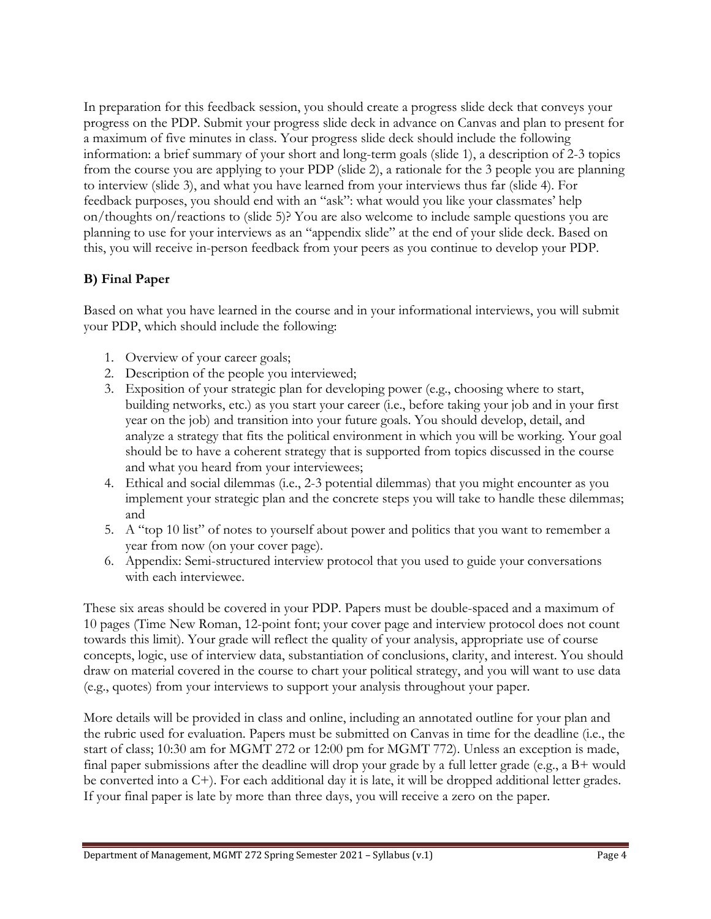In preparation for this feedback session, you should create a progress slide deck that conveys your progress on the PDP. Submit your progress slide deck in advance on Canvas and plan to present for a maximum of five minutes in class. Your progress slide deck should include the following information: a brief summary of your short and long-term goals (slide 1), a description of 2-3 topics from the course you are applying to your PDP (slide 2), a rationale for the 3 people you are planning to interview (slide 3), and what you have learned from your interviews thus far (slide 4). For feedback purposes, you should end with an "ask": what would you like your classmates' help on/thoughts on/reactions to (slide 5)? You are also welcome to include sample questions you are planning to use for your interviews as an "appendix slide" at the end of your slide deck. Based on this, you will receive in-person feedback from your peers as you continue to develop your PDP.

### B) Final Paper

Based on what you have learned in the course and in your informational interviews, you will submit your PDP, which should include the following:

1. Overview of your career goals;
2. Description of the people you interviewed;
3. Exposition of your strategic plan for developing power (e.g., choosing where to start, building networks, etc.) as you start your career (i.e., before taking your job and in your first year on the job) and transition into your future goals. You should develop, detail, and analyze a strategy that fits the political environment in which you will be working. Your goal should be to have a coherent strategy that is supported from topics discussed in the course and what you heard from your interviewees;
4. Ethical and social dilemmas (i.e., 2-3 potential dilemmas) that you might encounter as you implement your strategic plan and the concrete steps you will take to handle these dilemmas; and
5. A "top 10 list" of notes to yourself about power and politics that you want to remember a year from now (on your cover page).
6. Appendix: Semi-structured interview protocol that you used to guide your conversations with each interviewee.

These six areas should be covered in your PDP. Papers must be double-spaced and a maximum of 10 pages (Time New Roman, 12-point font; your cover page and interview protocol does not count towards this limit). Your grade will reflect the quality of your analysis, appropriate use of course concepts, logic, use of interview data, substantiation of conclusions, clarity, and interest. You should draw on material covered in the course to chart your political strategy, and you will want to use data (e.g., quotes) from your interviews to support your analysis throughout your paper.

More details will be provided in class and online, including an annotated outline for your plan and the rubric used for evaluation. Papers must be submitted on Canvas in time for the deadline (i.e., the start of class; 10:30 am for MGMT 272 or 12:00 pm for MGMT 772). Unless an exception is made, final paper submissions after the deadline will drop your grade by a full letter grade (e.g., a B+ would be converted into a C+). For each additional day it is late, it will be dropped additional letter grades. If your final paper is late by more than three days, you will receive a zero on the paper.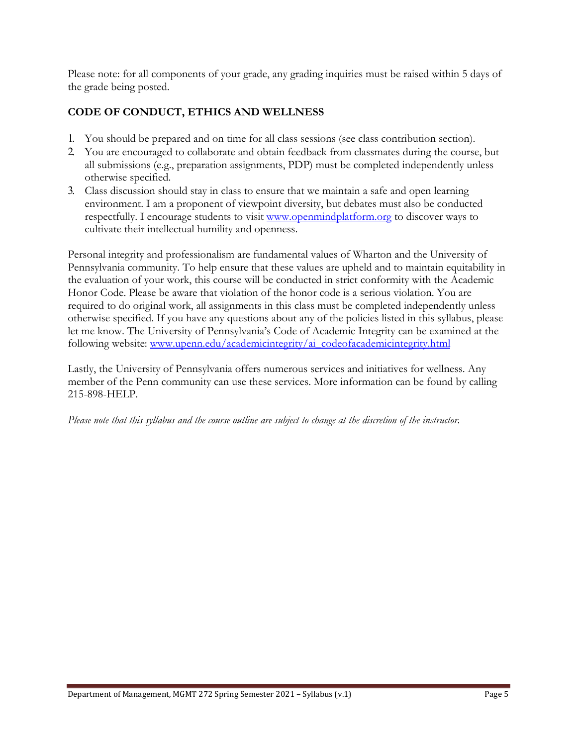Please note: for all components of your grade, any grading inquiries must be raised within 5 days of the grade being posted.

## CODE OF CONDUCT, ETHICS AND WELLNESS

1. You should be prepared and on time for all class sessions (see class contribution section).
2. You are encouraged to collaborate and obtain feedback from classmates during the course, but all submissions (e.g., preparation assignments, PDP) must be completed independently unless otherwise specified.
3. Class discussion should stay in class to ensure that we maintain a safe and open learning environment. I am a proponent of viewpoint diversity, but debates must also be conducted respectfully. I encourage students to visit [www.openmindplatform.org](http://www.openmindplatform.org) to discover ways to cultivate their intellectual humility and openness.

Personal integrity and professionalism are fundamental values of Wharton and the University of Pennsylvania community. To help ensure that these values are upheld and to maintain equitability in the evaluation of your work, this course will be conducted in strict conformity with the Academic Honor Code. Please be aware that violation of the honor code is a serious violation. You are required to do original work, all assignments in this class must be completed independently unless otherwise specified. If you have any questions about any of the policies listed in this syllabus, please let me know. The University of Pennsylvania's Code of Academic Integrity can be examined at the following website: [www.upenn.edu/academicintegrity/ai_codeofacademicintegrity.html](http://www.upenn.edu/academicintegrity/ai_codeofacademicintegrity.html)

Lastly, the University of Pennsylvania offers numerous services and initiatives for wellness. Any member of the Penn community can use these services. More information can be found by calling 215-898-HELP.

*Please note that this syllabus and the course outline are subject to change at the discretion of the instructor.*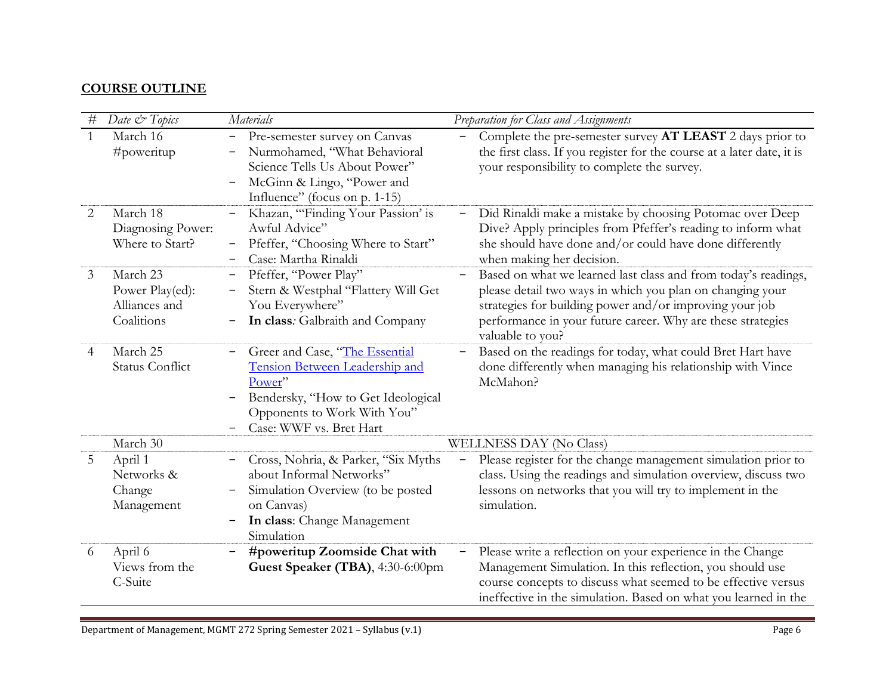## COURSE OUTLINE

| # | *Date & Topics* | *Materials* | *Preparation for Class and Assignments* |
|---|---|---|---|
| 1 | March 16<br>#poweritup | − Pre-semester survey on Canvas<br>− Nurmohamed, "What Behavioral Science Tells Us About Power"<br>− McGinn & Lingo, "Power and Influence" (focus on p. 1-15) | − Complete the pre-semester survey **AT LEAST** 2 days prior to the first class. If you register for the course at a later date, it is your responsibility to complete the survey. |
| 2 | March 18<br>Diagnosing Power: Where to Start? | − Khazan, "'Finding Your Passion' is Awful Advice"<br>− Pfeffer, "Choosing Where to Start"<br>− Case: Martha Rinaldi | − Did Rinaldi make a mistake by choosing Potomac over Deep Dive? Apply principles from Pfeffer's reading to inform what she should have done and/or could have done differently when making her decision. |
| 3 | March 23<br>Power Play(ed): Alliances and Coalitions | − Pfeffer, "Power Play"<br>− Stern & Westphal "Flattery Will Get You Everywhere"<br>− **In class***:* Galbraith and Company | − Based on what we learned last class and from today's readings, please detail two ways in which you plan on changing your strategies for building power and/or improving your job performance in your future career. Why are these strategies valuable to you? |
| 4 | March 25<br>Status Conflict | − Greer and Case, "The Essential Tension Between Leadership and Power"<br>− Bendersky, "How to Get Ideological Opponents to Work With You"<br>− Case: WWF vs. Bret Hart | − Based on the readings for today, what could Bret Hart have done differently when managing his relationship with Vince McMahon? |
| | March 30 | WELLNESS DAY (No Class) | |
| 5 | April 1<br>Networks & Change Management | − Cross, Nohria, & Parker, "Six Myths about Informal Networks"<br>− Simulation Overview (to be posted on Canvas)<br>− **In class**: Change Management Simulation | − Please register for the change management simulation prior to class. Using the readings and simulation overview, discuss two lessons on networks that you will try to implement in the simulation. |
| 6 | April 6<br>Views from the C-Suite | − **#poweritup Zoomside Chat with Guest Speaker (TBA)**, 4:30-6:00pm | − Please write a reflection on your experience in the Change Management Simulation. In this reflection, you should use course concepts to discuss what seemed to be effective versus ineffective in the simulation. Based on what you learned in the |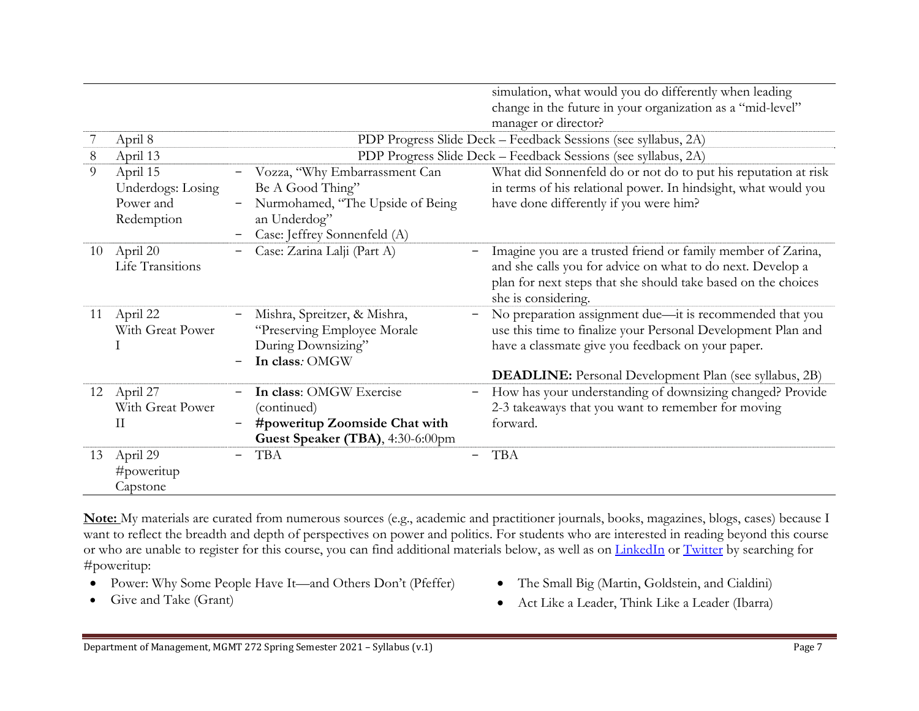| | | | |
|---|---|---|---|
| | | | simulation, what would you do differently when leading change in the future in your organization as a "mid-level" manager or director? |
| 7 | April 8 | PDP Progress Slide Deck – Feedback Sessions (see syllabus, 2A) | |
| 8 | April 13 | PDP Progress Slide Deck – Feedback Sessions (see syllabus, 2A) | |
| 9 | April 15<br>Underdogs: Losing Power and Redemption | – Vozza, "Why Embarrassment Can Be A Good Thing"<br>– Nurmohamed, "The Upside of Being an Underdog"<br>– Case: Jeffrey Sonnenfeld (A) | What did Sonnenfeld do or not do to put his reputation at risk in terms of his relational power. In hindsight, what would you have done differently if you were him? |
| 10 | April 20<br>Life Transitions | – Case: Zarina Lalji (Part A) | – Imagine you are a trusted friend or family member of Zarina, and she calls you for advice on what to do next. Develop a plan for next steps that she should take based on the choices she is considering. |
| 11 | April 22<br>With Great Power I | – Mishra, Spreitzer, & Mishra, "Preserving Employee Morale During Downsizing"<br>– **In class***:* OMGW | – No preparation assignment due—it is recommended that you use this time to finalize your Personal Development Plan and have a classmate give you feedback on your paper.<br><br>**DEADLINE:** Personal Development Plan (see syllabus, 2B) |
| 12 | April 27<br>With Great Power II | – **In class**: OMGW Exercise (continued)<br>– **#poweritup Zoomside Chat with Guest Speaker (TBA)**, 4:30-6:00pm | – How has your understanding of downsizing changed? Provide 2-3 takeaways that you want to remember for moving forward. |
| 13 | April 29<br>#poweritup Capstone | – TBA | – TBA |

**Note:** My materials are curated from numerous sources (e.g., academic and practitioner journals, books, magazines, blogs, cases) because I want to reflect the breadth and depth of perspectives on power and politics. For students who are interested in reading beyond this course or who are unable to register for this course, you can find additional materials below, as well as on LinkedIn or Twitter by searching for #poweritup:

- Power: Why Some People Have It—and Others Don't (Pfeffer)
- Give and Take (Grant)
- The Small Big (Martin, Goldstein, and Cialdini)
- Act Like a Leader, Think Like a Leader (Ibarra)